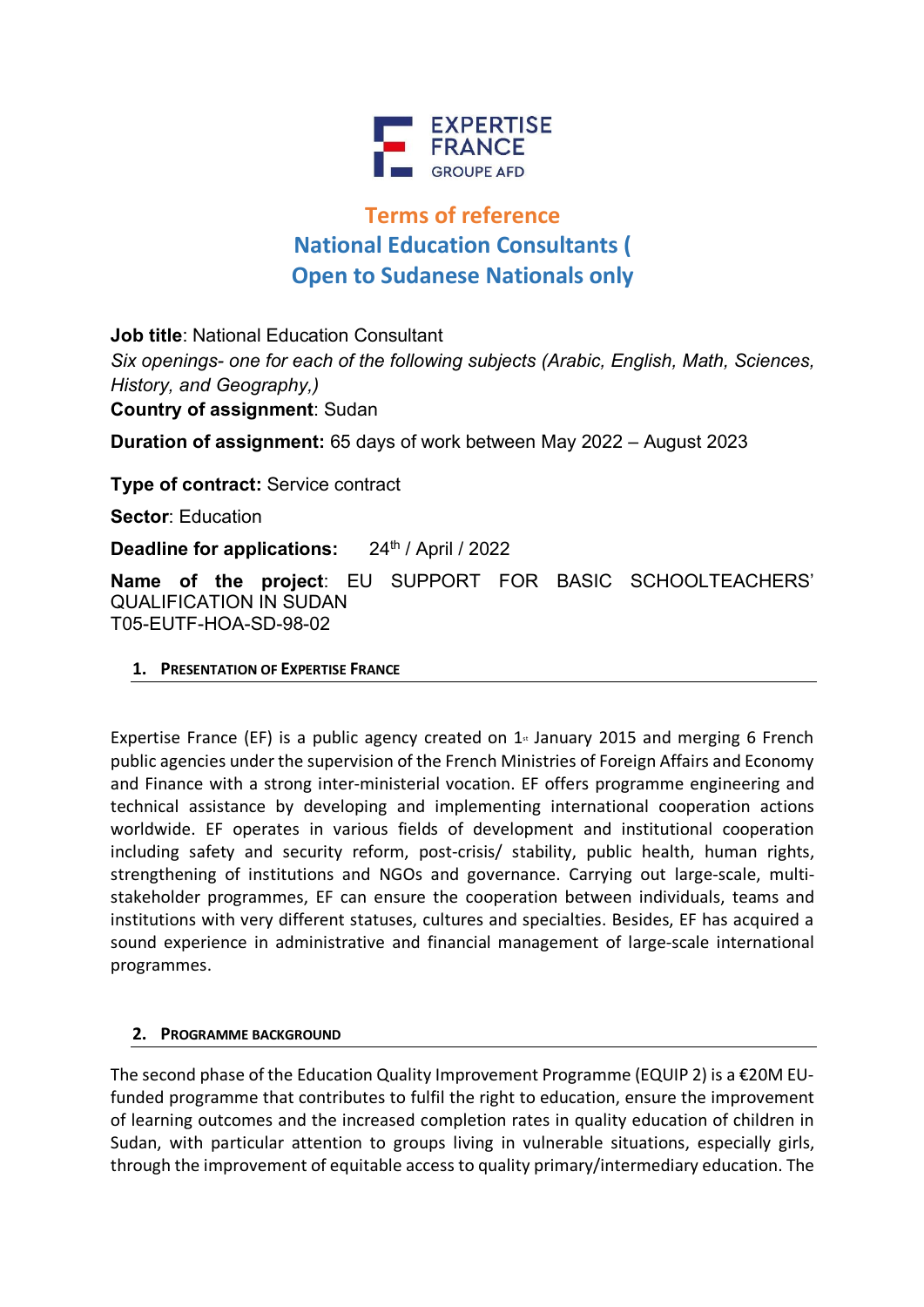# Terms of reference

## National Education Consultants (

## Open to Sudanese Nationals only

**Job title**: National Education Consultant

*Six openings- one for each of the following subjects (Arabic, English, Math, Sciences, History, and Geography,)*

**Country of assignment**: Sudan

**Duration of assignment:** 65 days of work between May 2022 – August 2023

**Type of contract:** Service contract

**Sector**: Education

**Deadline for applications:** 24th / April / 2022

**Name of the project**: EU SUPPORT FOR BASIC SCHOOLTEACHERS' QUALIFICATION IN SUDAN
T05-EUTF-HOA-SD-98-02

### 1. Presentation of Expertise France

Expertise France (EF) is a public agency created on 1st January 2015 and merging 6 French public agencies under the supervision of the French Ministries of Foreign Affairs and Economy and Finance with a strong inter-ministerial vocation. EF offers programme engineering and technical assistance by developing and implementing international cooperation actions worldwide. EF operates in various fields of development and institutional cooperation including safety and security reform, post-crisis/ stability, public health, human rights, strengthening of institutions and NGOs and governance. Carrying out large-scale, multi-stakeholder programmes, EF can ensure the cooperation between individuals, teams and institutions with very different statuses, cultures and specialties. Besides, EF has acquired a sound experience in administrative and financial management of large-scale international programmes.

### 2. Programme background

The second phase of the Education Quality Improvement Programme (EQUIP 2) is a €20M EU-funded programme that contributes to fulfil the right to education, ensure the improvement of learning outcomes and the increased completion rates in quality education of children in Sudan, with particular attention to groups living in vulnerable situations, especially girls, through the improvement of equitable access to quality primary/intermediary education. The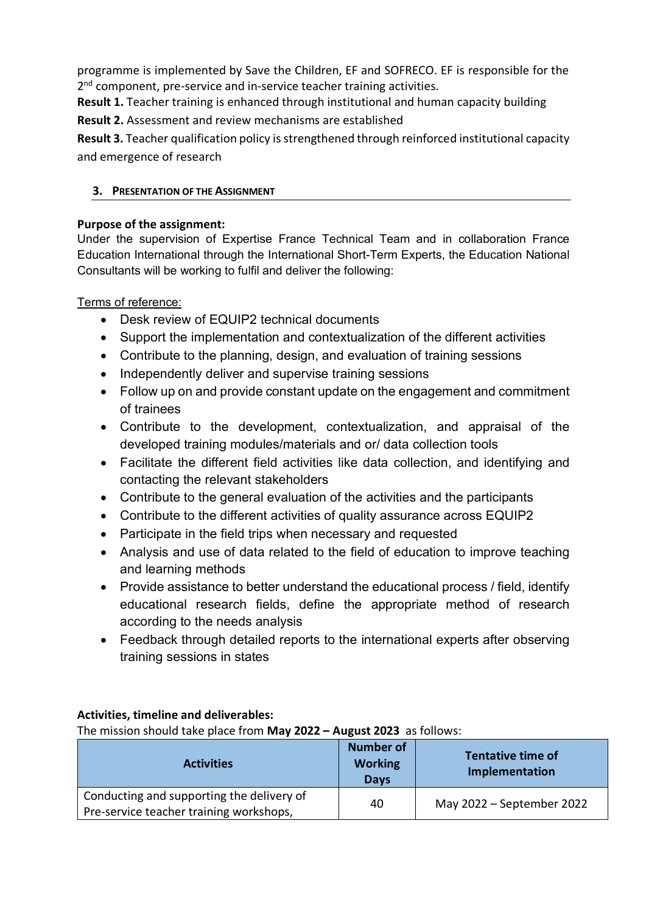programme is implemented by Save the Children, EF and SOFRECO. EF is responsible for the 2nd component, pre-service and in-service teacher training activities.

**Result 1.** Teacher training is enhanced through institutional and human capacity building

**Result 2.** Assessment and review mechanisms are established

**Result 3.** Teacher qualification policy is strengthened through reinforced institutional capacity and emergence of research

## 3. Presentation of the Assignment

**Purpose of the assignment:**

Under the supervision of Expertise France Technical Team and in collaboration France Education International through the International Short-Term Experts, the Education National Consultants will be working to fulfil and deliver the following:

Terms of reference:

- Desk review of EQUIP2 technical documents
- Support the implementation and contextualization of the different activities
- Contribute to the planning, design, and evaluation of training sessions
- Independently deliver and supervise training sessions
- Follow up on and provide constant update on the engagement and commitment of trainees
- Contribute to the development, contextualization, and appraisal of the developed training modules/materials and or/ data collection tools
- Facilitate the different field activities like data collection, and identifying and contacting the relevant stakeholders
- Contribute to the general evaluation of the activities and the participants
- Contribute to the different activities of quality assurance across EQUIP2
- Participate in the field trips when necessary and requested
- Analysis and use of data related to the field of education to improve teaching and learning methods
- Provide assistance to better understand the educational process / field, identify educational research fields, define the appropriate method of research according to the needs analysis
- Feedback through detailed reports to the international experts after observing training sessions in states

**Activities, timeline and deliverables:**

The mission should take place from **May 2022 – August 2023** as follows:

| Activities | Number of Working Days | Tentative time of Implementation |
|---|---|---|
| Conducting and supporting the delivery of Pre-service teacher training workshops, | 40 | May 2022 – September 2022 |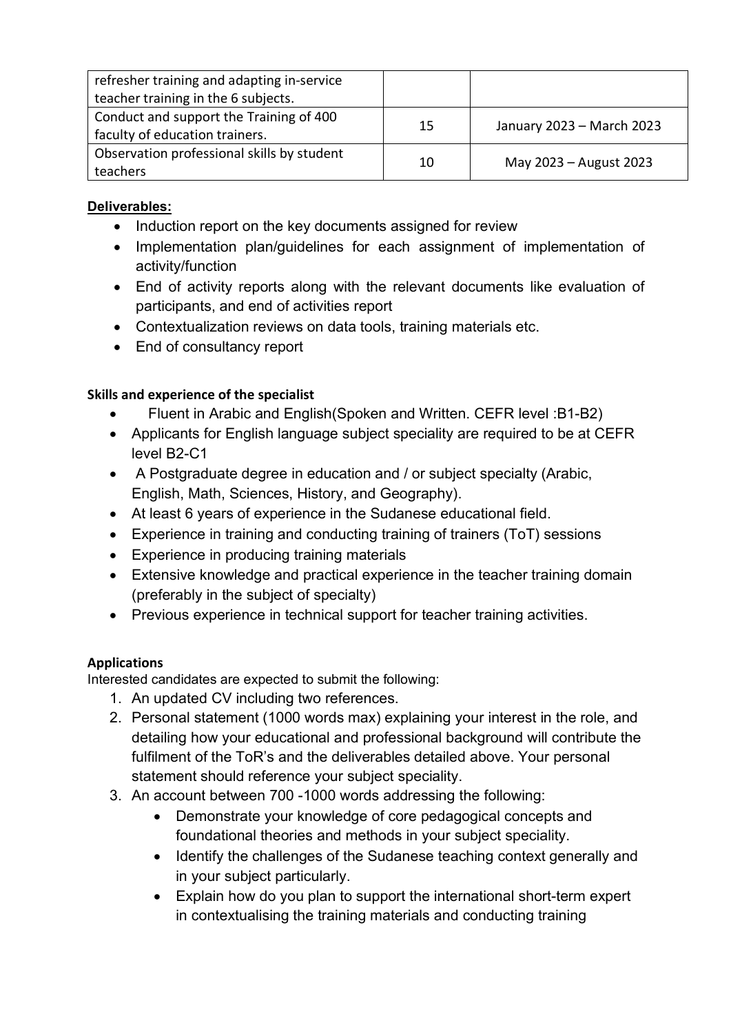| | | |
|---|---|---|
| refresher training and adapting in-service teacher training in the 6 subjects. | | |
| Conduct and support the Training of 400 faculty of education trainers. | 15 | January 2023 – March 2023 |
| Observation professional skills by student teachers | 10 | May 2023 – August 2023 |

**Deliverables:**

- Induction report on the key documents assigned for review
- Implementation plan/guidelines for each assignment of implementation of activity/function
- End of activity reports along with the relevant documents like evaluation of participants, and end of activities report
- Contextualization reviews on data tools, training materials etc.
- End of consultancy report

**Skills and experience of the specialist**

- Fluent in Arabic and English(Spoken and Written. CEFR level :B1-B2)
- Applicants for English language subject speciality are required to be at CEFR level B2-C1
- A Postgraduate degree in education and / or subject specialty (Arabic, English, Math, Sciences, History, and Geography).
- At least 6 years of experience in the Sudanese educational field.
- Experience in training and conducting training of trainers (ToT) sessions
- Experience in producing training materials
- Extensive knowledge and practical experience in the teacher training domain (preferably in the subject of specialty)
- Previous experience in technical support for teacher training activities.

**Applications**

Interested candidates are expected to submit the following:

1. An updated CV including two references.
2. Personal statement (1000 words max) explaining your interest in the role, and detailing how your educational and professional background will contribute the fulfilment of the ToR's and the deliverables detailed above. Your personal statement should reference your subject speciality.
3. An account between 700 -1000 words addressing the following:
   - Demonstrate your knowledge of core pedagogical concepts and foundational theories and methods in your subject speciality.
   - Identify the challenges of the Sudanese teaching context generally and in your subject particularly.
   - Explain how do you plan to support the international short-term expert in contextualising the training materials and conducting training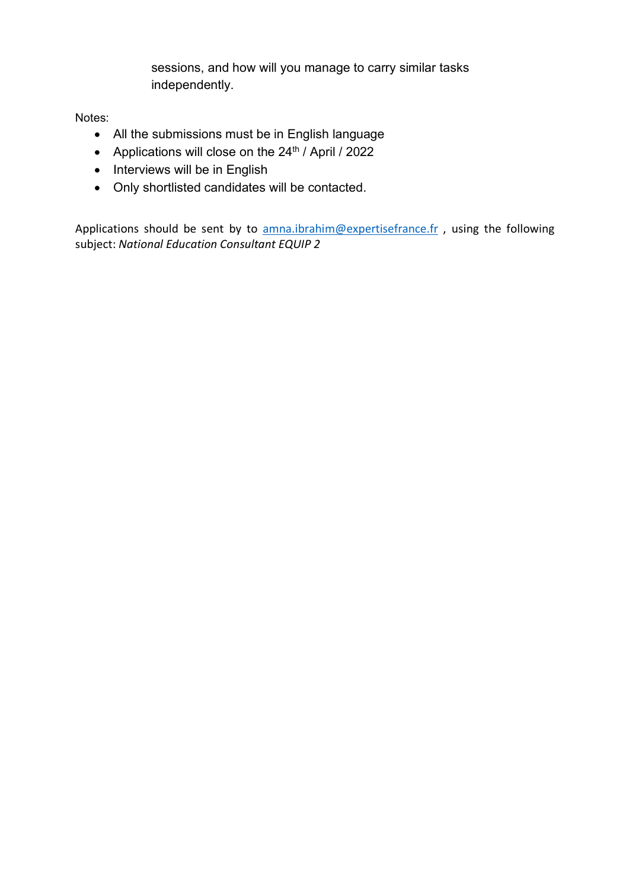sessions, and how will you manage to carry similar tasks independently.

Notes:

- All the submissions must be in English language
- Applications will close on the 24th / April / 2022
- Interviews will be in English
- Only shortlisted candidates will be contacted.

Applications should be sent by to amna.ibrahim@expertisefrance.fr , using the following subject: *National Education Consultant EQUIP 2*